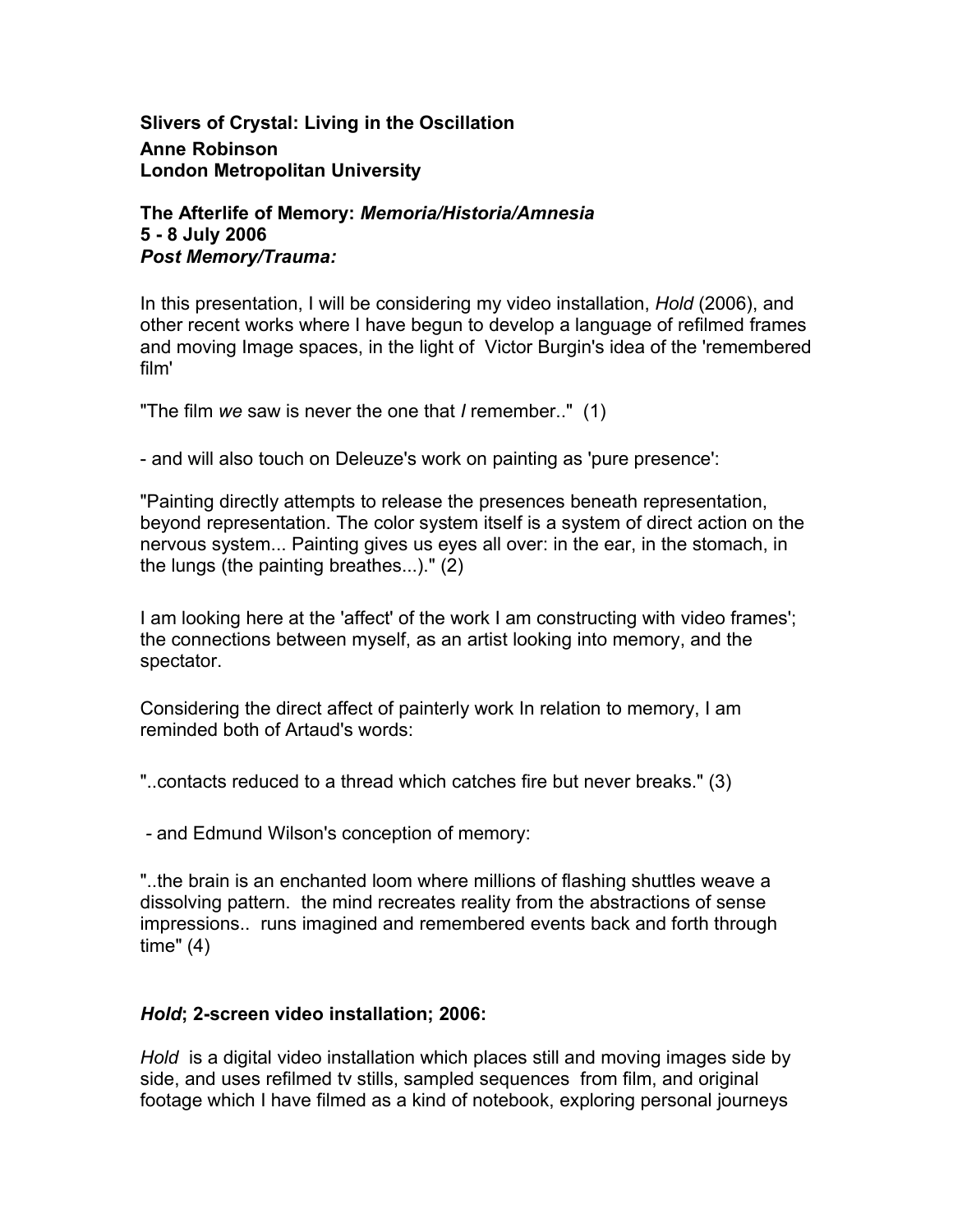**Slivers of Crystal: Living in the Oscillation**
**Anne Robinson**
**London Metropolitan University**

**The Afterlife of Memory: *Memoria/Historia/Amnesia***
**5 - 8 July 2006**
***Post Memory/Trauma:***

In this presentation, I will be considering my video installation, *Hold* (2006), and other recent works where I have begun to develop a language of refilmed frames and moving Image spaces, in the light of Victor Burgin's idea of the 'remembered film'

"The film *we* saw is never the one that *I* remember.." (1)

- and will also touch on Deleuze's work on painting as 'pure presence':

"Painting directly attempts to release the presences beneath representation, beyond representation. The color system itself is a system of direct action on the nervous system... Painting gives us eyes all over: in the ear, in the stomach, in the lungs (the painting breathes...)." (2)

I am looking here at the 'affect' of the work I am constructing with video frames'; the connections between myself, as an artist looking into memory, and the spectator.

Considering the direct affect of painterly work In relation to memory, I am reminded both of Artaud's words:

"..contacts reduced to a thread which catches fire but never breaks." (3)

- and Edmund Wilson's conception of memory:

"..the brain is an enchanted loom where millions of flashing shuttles weave a dissolving pattern. the mind recreates reality from the abstractions of sense impressions.. runs imagined and remembered events back and forth through time" (4)

***Hold*; 2-screen video installation; 2006:**

*Hold* is a digital video installation which places still and moving images side by side, and uses refilmed tv stills, sampled sequences from film, and original footage which I have filmed as a kind of notebook, exploring personal journeys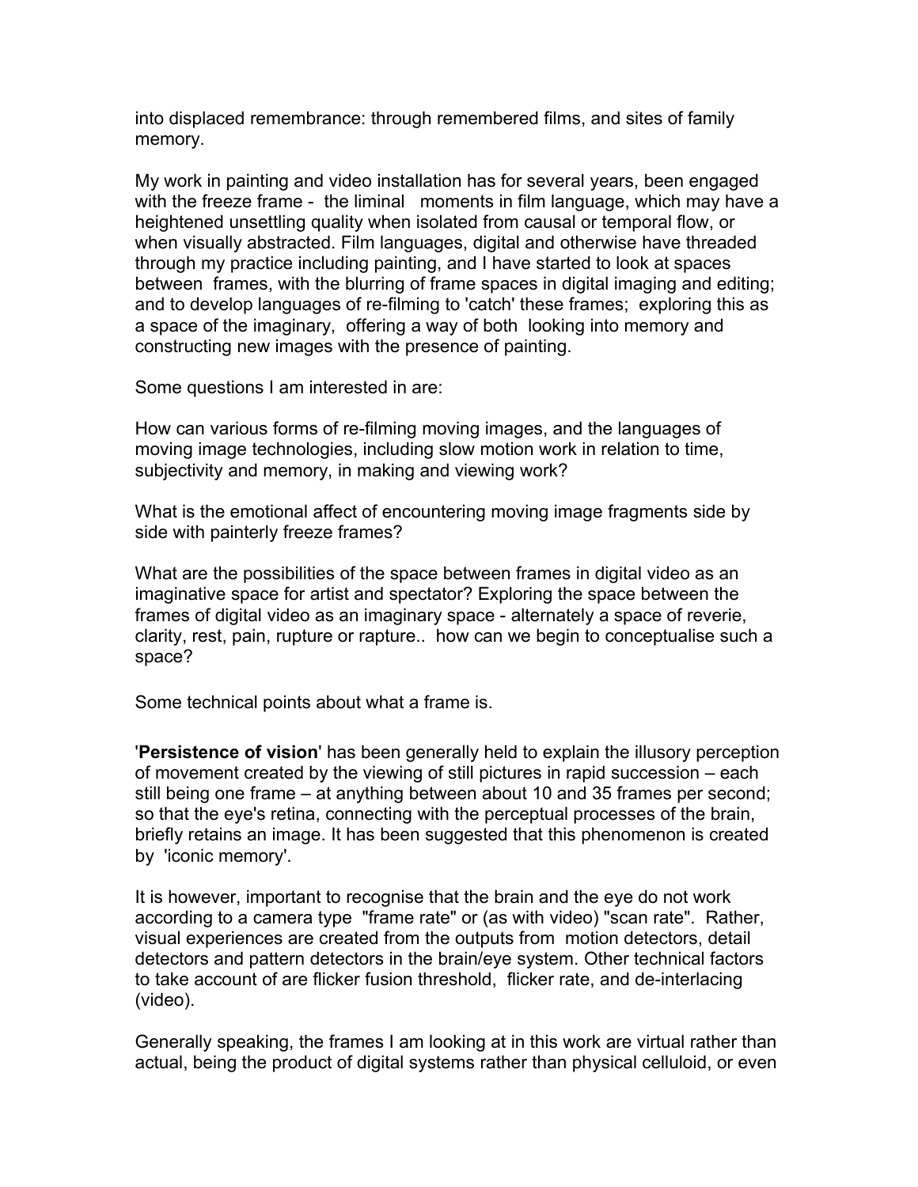into displaced remembrance: through remembered films, and sites of family memory.

My work in painting and video installation has for several years, been engaged with the freeze frame - the liminal moments in film language, which may have a heightened unsettling quality when isolated from causal or temporal flow, or when visually abstracted. Film languages, digital and otherwise have threaded through my practice including painting, and I have started to look at spaces between frames, with the blurring of frame spaces in digital imaging and editing; and to develop languages of re-filming to 'catch' these frames; exploring this as a space of the imaginary, offering a way of both looking into memory and constructing new images with the presence of painting.

Some questions I am interested in are:

How can various forms of re-filming moving images, and the languages of moving image technologies, including slow motion work in relation to time, subjectivity and memory, in making and viewing work?

What is the emotional affect of encountering moving image fragments side by side with painterly freeze frames?

What are the possibilities of the space between frames in digital video as an imaginative space for artist and spectator? Exploring the space between the frames of digital video as an imaginary space - alternately a space of reverie, clarity, rest, pain, rupture or rapture.. how can we begin to conceptualise such a space?

Some technical points about what a frame is.

'**Persistence of vision**' has been generally held to explain the illusory perception of movement created by the viewing of still pictures in rapid succession – each still being one frame – at anything between about 10 and 35 frames per second; so that the eye's retina, connecting with the perceptual processes of the brain, briefly retains an image. It has been suggested that this phenomenon is created by 'iconic memory'.

It is however, important to recognise that the brain and the eye do not work according to a camera type "frame rate" or (as with video) "scan rate". Rather, visual experiences are created from the outputs from motion detectors, detail detectors and pattern detectors in the brain/eye system. Other technical factors to take account of are flicker fusion threshold, flicker rate, and de-interlacing (video).

Generally speaking, the frames I am looking at in this work are virtual rather than actual, being the product of digital systems rather than physical celluloid, or even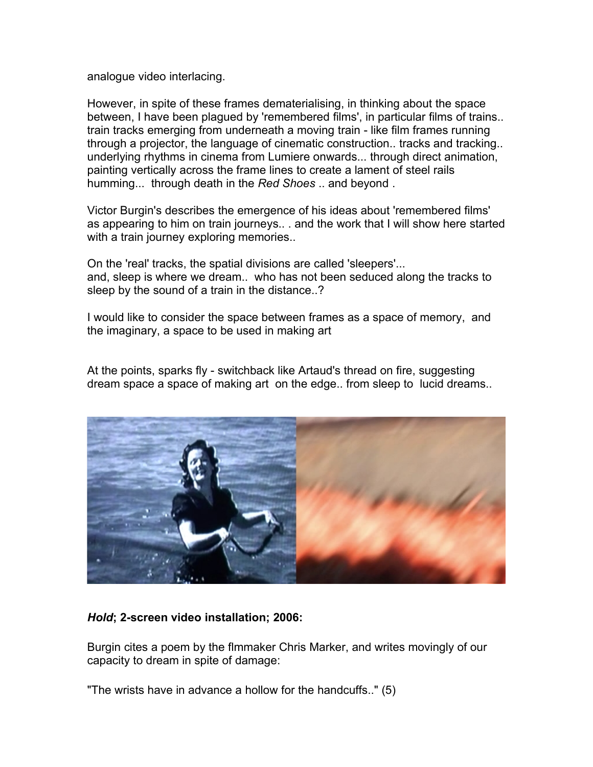analogue video interlacing.

However, in spite of these frames dematerialising, in thinking about the space between, I have been plagued by 'remembered films', in particular films of trains.. train tracks emerging from underneath a moving train - like film frames running through a projector, the language of cinematic construction.. tracks and tracking.. underlying rhythms in cinema from Lumiere onwards... through direct animation, painting vertically across the frame lines to create a lament of steel rails humming... through death in the *Red Shoes* .. and beyond .

Victor Burgin's describes the emergence of his ideas about 'remembered films' as appearing to him on train journeys.. . and the work that I will show here started with a train journey exploring memories..

On the 'real' tracks, the spatial divisions are called 'sleepers'...
and, sleep is where we dream.. who has not been seduced along the tracks to sleep by the sound of a train in the distance..?

I would like to consider the space between frames as a space of memory, and the imaginary, a space to be used in making art

At the points, sparks fly - switchback like Artaud's thread on fire, suggesting dream space a space of making art on the edge.. from sleep to lucid dreams..

***Hold*; 2-screen video installation; 2006:**

Burgin cites a poem by the flmmaker Chris Marker, and writes movingly of our capacity to dream in spite of damage:

"The wrists have in advance a hollow for the handcuffs.." (5)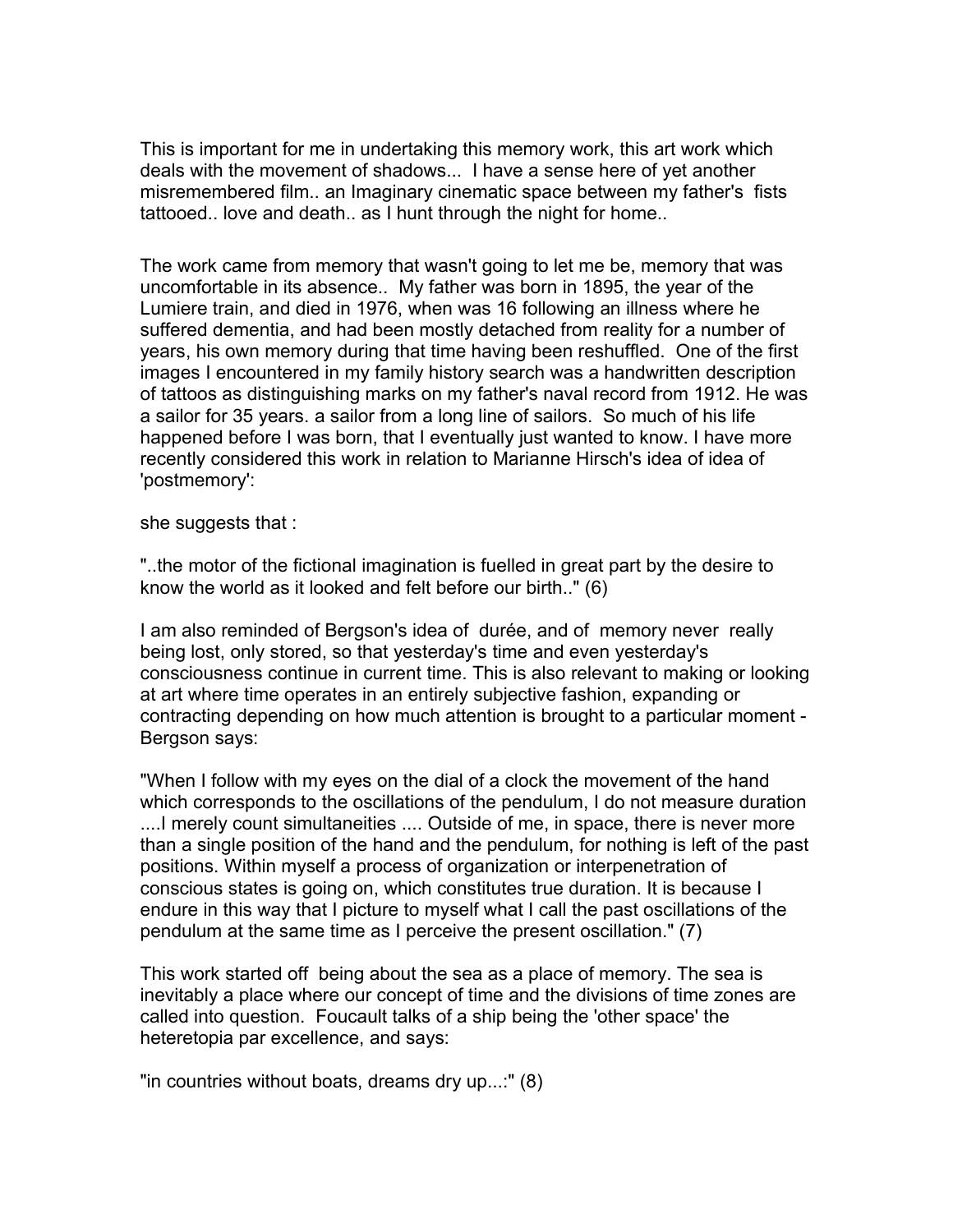This is important for me in undertaking this memory work, this art work which deals with the movement of shadows... I have a sense here of yet another misremembered film.. an Imaginary cinematic space between my father's fists tattooed.. love and death.. as I hunt through the night for home..

The work came from memory that wasn't going to let me be, memory that was uncomfortable in its absence.. My father was born in 1895, the year of the Lumiere train, and died in 1976, when was 16 following an illness where he suffered dementia, and had been mostly detached from reality for a number of years, his own memory during that time having been reshuffled. One of the first images I encountered in my family history search was a handwritten description of tattoos as distinguishing marks on my father's naval record from 1912. He was a sailor for 35 years. a sailor from a long line of sailors. So much of his life happened before I was born, that I eventually just wanted to know. I have more recently considered this work in relation to Marianne Hirsch's idea of idea of 'postmemory':

she suggests that :

"..the motor of the fictional imagination is fuelled in great part by the desire to know the world as it looked and felt before our birth.." (6)

I am also reminded of Bergson's idea of durée, and of memory never really being lost, only stored, so that yesterday's time and even yesterday's consciousness continue in current time. This is also relevant to making or looking at art where time operates in an entirely subjective fashion, expanding or contracting depending on how much attention is brought to a particular moment - Bergson says:

"When I follow with my eyes on the dial of a clock the movement of the hand which corresponds to the oscillations of the pendulum, I do not measure duration ....I merely count simultaneities .... Outside of me, in space, there is never more than a single position of the hand and the pendulum, for nothing is left of the past positions. Within myself a process of organization or interpenetration of conscious states is going on, which constitutes true duration. It is because I endure in this way that I picture to myself what I call the past oscillations of the pendulum at the same time as I perceive the present oscillation." (7)

This work started off being about the sea as a place of memory. The sea is inevitably a place where our concept of time and the divisions of time zones are called into question. Foucault talks of a ship being the 'other space' the heteretopia par excellence, and says:

"in countries without boats, dreams dry up...:" (8)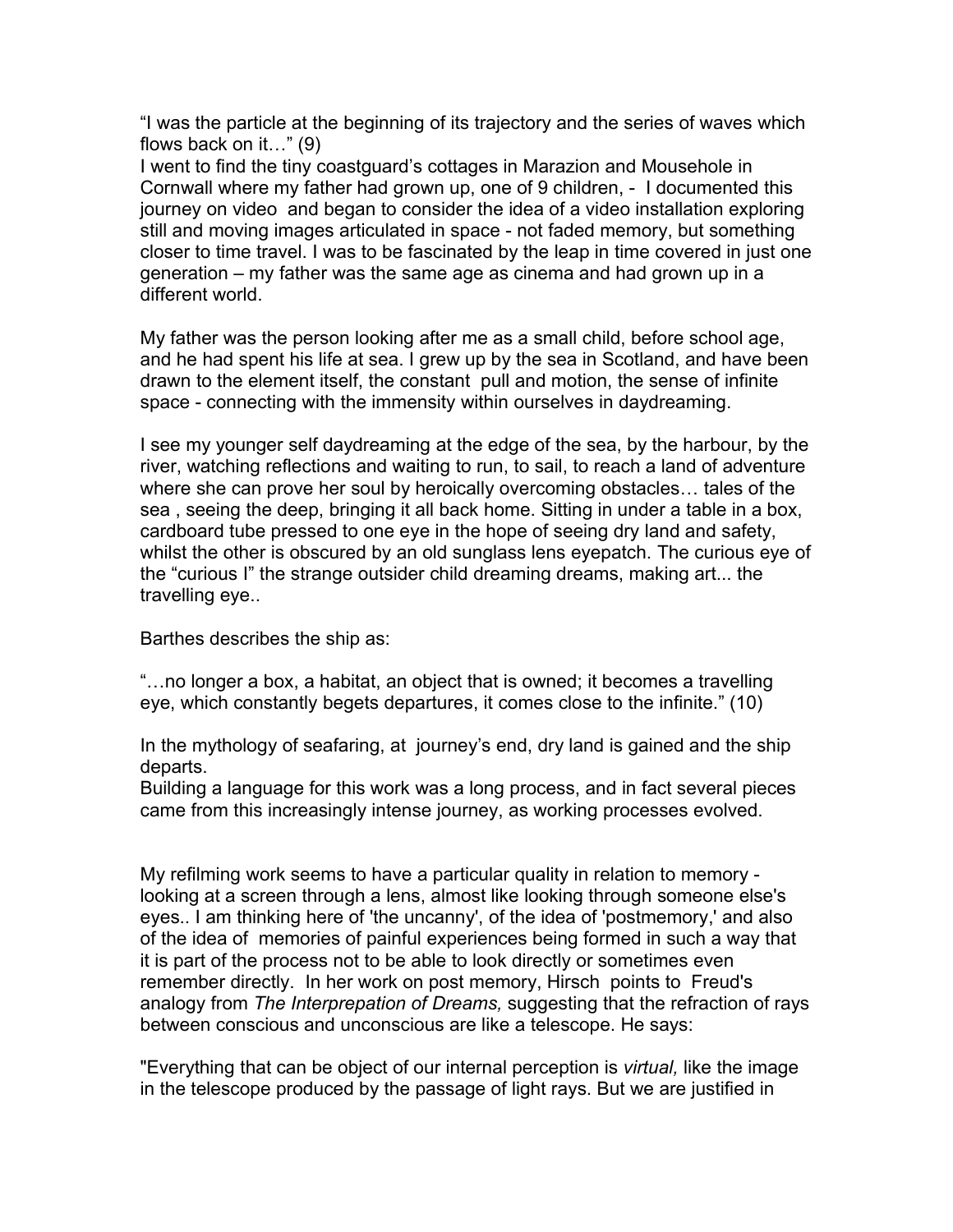"I was the particle at the beginning of its trajectory and the series of waves which flows back on it…" (9)
I went to find the tiny coastguard's cottages in Marazion and Mousehole in Cornwall where my father had grown up, one of 9 children, - I documented this journey on video and began to consider the idea of a video installation exploring still and moving images articulated in space - not faded memory, but something closer to time travel. I was to be fascinated by the leap in time covered in just one generation – my father was the same age as cinema and had grown up in a different world.

My father was the person looking after me as a small child, before school age, and he had spent his life at sea. I grew up by the sea in Scotland, and have been drawn to the element itself, the constant pull and motion, the sense of infinite space - connecting with the immensity within ourselves in daydreaming.

I see my younger self daydreaming at the edge of the sea, by the harbour, by the river, watching reflections and waiting to run, to sail, to reach a land of adventure where she can prove her soul by heroically overcoming obstacles… tales of the sea , seeing the deep, bringing it all back home. Sitting in under a table in a box, cardboard tube pressed to one eye in the hope of seeing dry land and safety, whilst the other is obscured by an old sunglass lens eyepatch. The curious eye of the "curious I" the strange outsider child dreaming dreams, making art... the travelling eye..

Barthes describes the ship as:

"…no longer a box, a habitat, an object that is owned; it becomes a travelling eye, which constantly begets departures, it comes close to the infinite." (10)

In the mythology of seafaring, at journey's end, dry land is gained and the ship departs.
Building a language for this work was a long process, and in fact several pieces came from this increasingly intense journey, as working processes evolved.

My refilming work seems to have a particular quality in relation to memory - looking at a screen through a lens, almost like looking through someone else's eyes.. I am thinking here of 'the uncanny', of the idea of 'postmemory,' and also of the idea of memories of painful experiences being formed in such a way that it is part of the process not to be able to look directly or sometimes even remember directly. In her work on post memory, Hirsch points to Freud's analogy from *The Interprepation of Dreams,* suggesting that the refraction of rays between conscious and unconscious are like a telescope. He says:

"Everything that can be object of our internal perception is *virtual,* like the image in the telescope produced by the passage of light rays. But we are justified in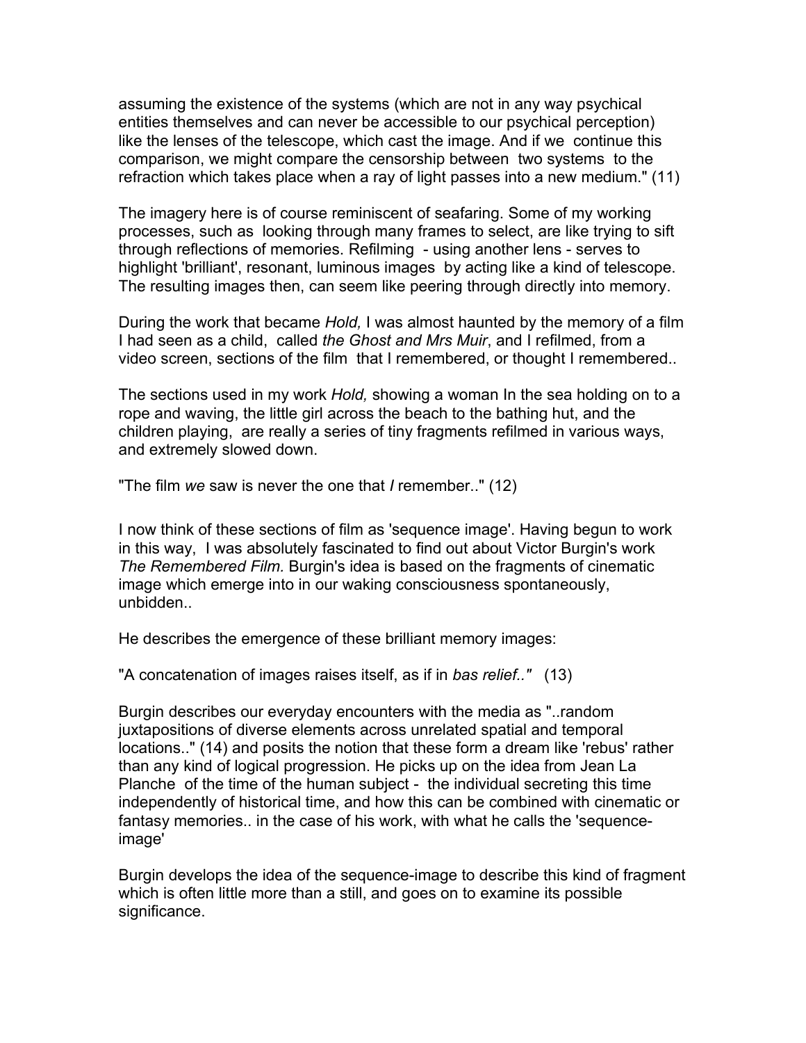assuming the existence of the systems (which are not in any way psychical entities themselves and can never be accessible to our psychical perception) like the lenses of the telescope, which cast the image. And if we continue this comparison, we might compare the censorship between two systems to the refraction which takes place when a ray of light passes into a new medium." (11)

The imagery here is of course reminiscent of seafaring. Some of my working processes, such as looking through many frames to select, are like trying to sift through reflections of memories. Refilming - using another lens - serves to highlight 'brilliant', resonant, luminous images by acting like a kind of telescope. The resulting images then, can seem like peering through directly into memory.

During the work that became *Hold,* I was almost haunted by the memory of a film I had seen as a child, called *the Ghost and Mrs Muir*, and I refilmed, from a video screen, sections of the film that I remembered, or thought I remembered..

The sections used in my work *Hold,* showing a woman In the sea holding on to a rope and waving, the little girl across the beach to the bathing hut, and the children playing, are really a series of tiny fragments refilmed in various ways, and extremely slowed down.

"The film *we* saw is never the one that *I* remember.." (12)

I now think of these sections of film as 'sequence image'. Having begun to work in this way, I was absolutely fascinated to find out about Victor Burgin's work *The Remembered Film.* Burgin's idea is based on the fragments of cinematic image which emerge into in our waking consciousness spontaneously, unbidden..

He describes the emergence of these brilliant memory images:

"A concatenation of images raises itself, as if in *bas relief.."* (13)

Burgin describes our everyday encounters with the media as "..random juxtapositions of diverse elements across unrelated spatial and temporal locations.." (14) and posits the notion that these form a dream like 'rebus' rather than any kind of logical progression. He picks up on the idea from Jean La Planche of the time of the human subject - the individual secreting this time independently of historical time, and how this can be combined with cinematic or fantasy memories.. in the case of his work, with what he calls the 'sequence-image'

Burgin develops the idea of the sequence-image to describe this kind of fragment which is often little more than a still, and goes on to examine its possible significance.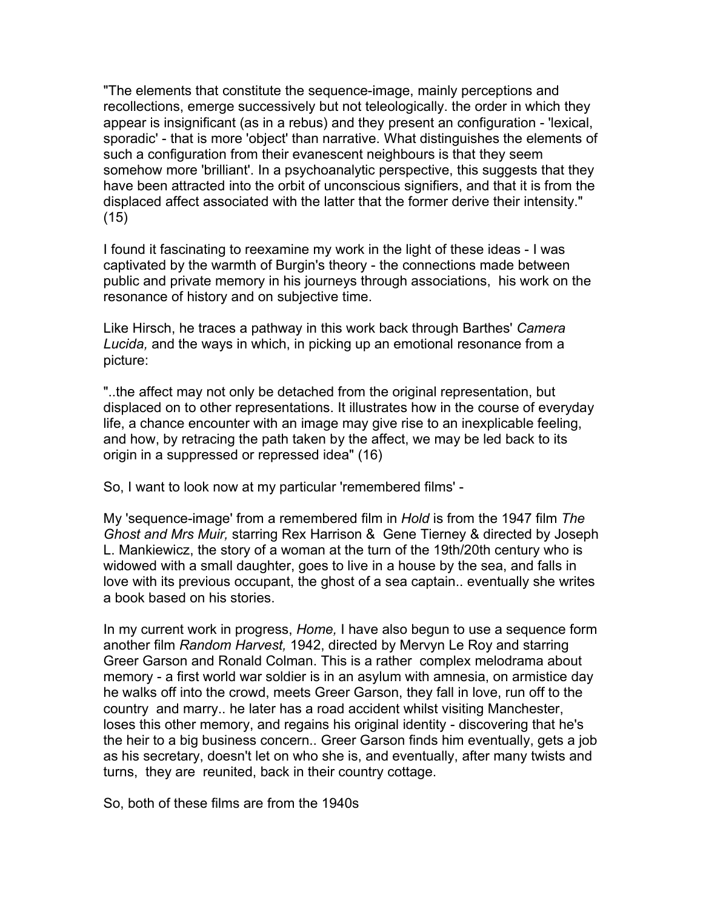"The elements that constitute the sequence-image, mainly perceptions and recollections, emerge successively but not teleologically. the order in which they appear is insignificant (as in a rebus) and they present an configuration - 'lexical, sporadic' - that is more 'object' than narrative. What distinguishes the elements of such a configuration from their evanescent neighbours is that they seem somehow more 'brilliant'. In a psychoanalytic perspective, this suggests that they have been attracted into the orbit of unconscious signifiers, and that it is from the displaced affect associated with the latter that the former derive their intensity." (15)

I found it fascinating to reexamine my work in the light of these ideas - I was captivated by the warmth of Burgin's theory - the connections made between public and private memory in his journeys through associations, his work on the resonance of history and on subjective time.

Like Hirsch, he traces a pathway in this work back through Barthes' *Camera Lucida,* and the ways in which, in picking up an emotional resonance from a picture:

"..the affect may not only be detached from the original representation, but displaced on to other representations. It illustrates how in the course of everyday life, a chance encounter with an image may give rise to an inexplicable feeling, and how, by retracing the path taken by the affect, we may be led back to its origin in a suppressed or repressed idea" (16)

So, I want to look now at my particular 'remembered films' -

My 'sequence-image' from a remembered film in *Hold* is from the 1947 film *The Ghost and Mrs Muir,* starring Rex Harrison & Gene Tierney & directed by Joseph L. Mankiewicz, the story of a woman at the turn of the 19th/20th century who is widowed with a small daughter, goes to live in a house by the sea, and falls in love with its previous occupant, the ghost of a sea captain.. eventually she writes a book based on his stories.

In my current work in progress, *Home,* I have also begun to use a sequence form another film *Random Harvest,* 1942, directed by Mervyn Le Roy and starring Greer Garson and Ronald Colman. This is a rather complex melodrama about memory - a first world war soldier is in an asylum with amnesia, on armistice day he walks off into the crowd, meets Greer Garson, they fall in love, run off to the country and marry.. he later has a road accident whilst visiting Manchester, loses this other memory, and regains his original identity - discovering that he's the heir to a big business concern.. Greer Garson finds him eventually, gets a job as his secretary, doesn't let on who she is, and eventually, after many twists and turns, they are reunited, back in their country cottage.

So, both of these films are from the 1940s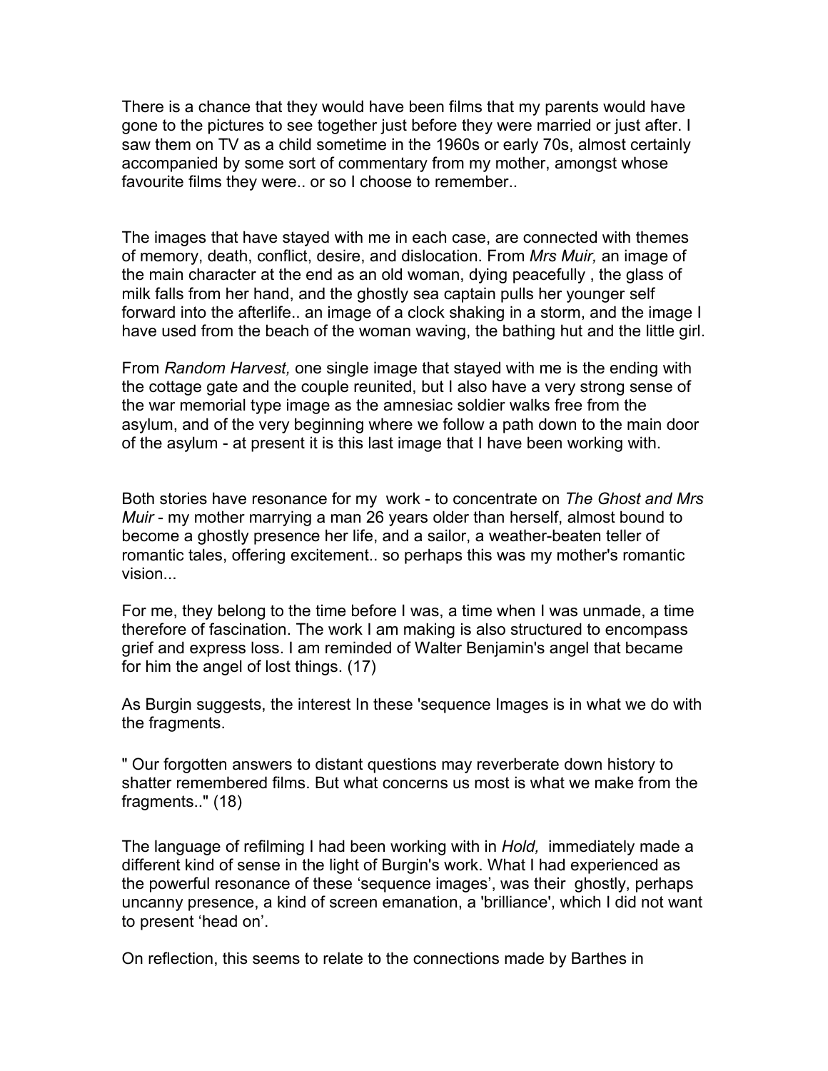There is a chance that they would have been films that my parents would have gone to the pictures to see together just before they were married or just after. I saw them on TV as a child sometime in the 1960s or early 70s, almost certainly accompanied by some sort of commentary from my mother, amongst whose favourite films they were.. or so I choose to remember..

The images that have stayed with me in each case, are connected with themes of memory, death, conflict, desire, and dislocation. From *Mrs Muir,* an image of the main character at the end as an old woman, dying peacefully , the glass of milk falls from her hand, and the ghostly sea captain pulls her younger self forward into the afterlife.. an image of a clock shaking in a storm, and the image I have used from the beach of the woman waving, the bathing hut and the little girl.

From *Random Harvest,* one single image that stayed with me is the ending with the cottage gate and the couple reunited, but I also have a very strong sense of the war memorial type image as the amnesiac soldier walks free from the asylum, and of the very beginning where we follow a path down to the main door of the asylum - at present it is this last image that I have been working with.

Both stories have resonance for my work - to concentrate on *The Ghost and Mrs Muir* - my mother marrying a man 26 years older than herself, almost bound to become a ghostly presence her life, and a sailor, a weather-beaten teller of romantic tales, offering excitement.. so perhaps this was my mother's romantic vision...

For me, they belong to the time before I was, a time when I was unmade, a time therefore of fascination. The work I am making is also structured to encompass grief and express loss. I am reminded of Walter Benjamin's angel that became for him the angel of lost things. (17)

As Burgin suggests, the interest In these 'sequence Images is in what we do with the fragments.

" Our forgotten answers to distant questions may reverberate down history to shatter remembered films. But what concerns us most is what we make from the fragments.." (18)

The language of refilming I had been working with in *Hold,* immediately made a different kind of sense in the light of Burgin's work. What I had experienced as the powerful resonance of these 'sequence images', was their ghostly, perhaps uncanny presence, a kind of screen emanation, a 'brilliance', which I did not want to present 'head on'.

On reflection, this seems to relate to the connections made by Barthes in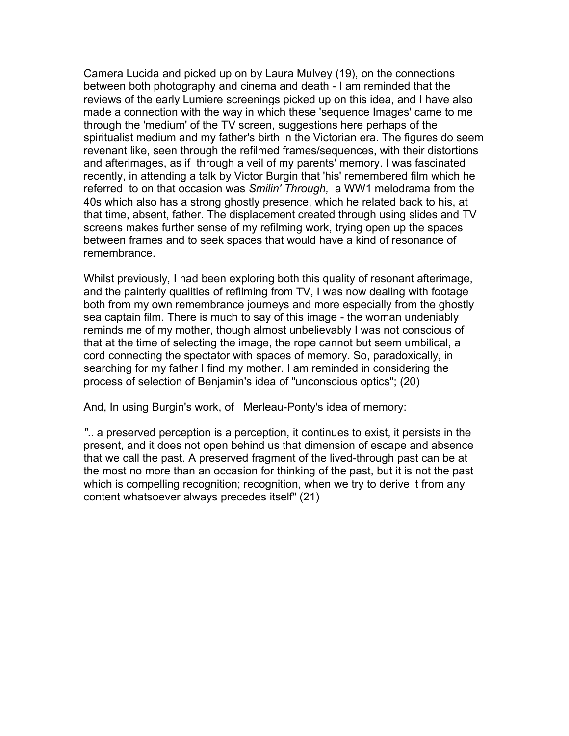Camera Lucida and picked up on by Laura Mulvey (19), on the connections between both photography and cinema and death - I am reminded that the reviews of the early Lumiere screenings picked up on this idea, and I have also made a connection with the way in which these 'sequence Images' came to me through the 'medium' of the TV screen, suggestions here perhaps of the spiritualist medium and my father's birth in the Victorian era. The figures do seem revenant like, seen through the refilmed frames/sequences, with their distortions and afterimages, as if through a veil of my parents' memory. I was fascinated recently, in attending a talk by Victor Burgin that 'his' remembered film which he referred to on that occasion was *Smilin' Through,* a WW1 melodrama from the 40s which also has a strong ghostly presence, which he related back to his, at that time, absent, father. The displacement created through using slides and TV screens makes further sense of my refilming work, trying open up the spaces between frames and to seek spaces that would have a kind of resonance of remembrance.

Whilst previously, I had been exploring both this quality of resonant afterimage, and the painterly qualities of refilming from TV, I was now dealing with footage both from my own remembrance journeys and more especially from the ghostly sea captain film. There is much to say of this image - the woman undeniably reminds me of my mother, though almost unbelievably I was not conscious of that at the time of selecting the image, the rope cannot but seem umbilical, a cord connecting the spectator with spaces of memory. So, paradoxically, in searching for my father I find my mother. I am reminded in considering the process of selection of Benjamin's idea of "unconscious optics"; (20)

And, In using Burgin's work, of Merleau-Ponty's idea of memory:

*".. a preserved perception is a perception, it continues to exist, it persists in the present, and it does not open behind us that dimension of escape and absence that we call the past. A preserved fragment of the lived-through past can be at the most no more than an occasion for thinking of the past, but it is not the past which is compelling recognition; recognition, when we try to derive it from any content whatsoever always precedes itself"* (21)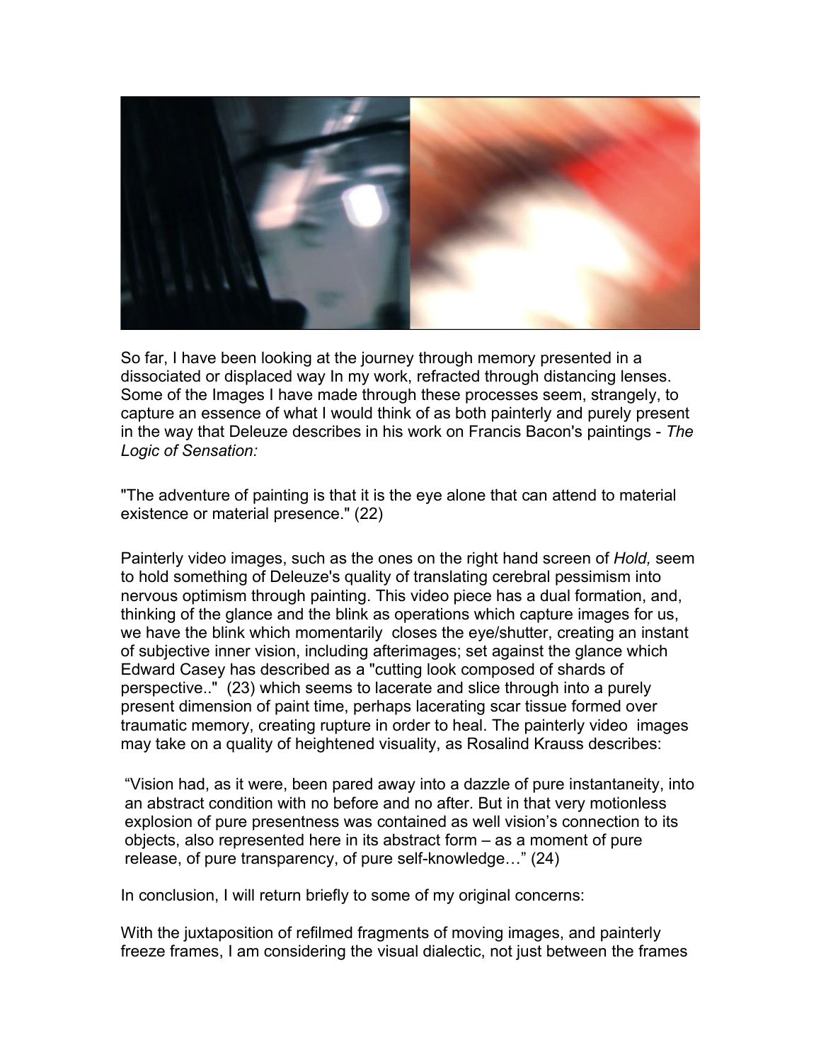So far, I have been looking at the journey through memory presented in a dissociated or displaced way In my work, refracted through distancing lenses. Some of the Images I have made through these processes seem, strangely, to capture an essence of what I would think of as both painterly and purely present in the way that Deleuze describes in his work on Francis Bacon's paintings - *The Logic of Sensation:*

"The adventure of painting is that it is the eye alone that can attend to material existence or material presence." (22)

Painterly video images, such as the ones on the right hand screen of *Hold,* seem to hold something of Deleuze's quality of translating cerebral pessimism into nervous optimism through painting. This video piece has a dual formation, and, thinking of the glance and the blink as operations which capture images for us, we have the blink which momentarily closes the eye/shutter, creating an instant of subjective inner vision, including afterimages; set against the glance which Edward Casey has described as a "cutting look composed of shards of perspective.." (23) which seems to lacerate and slice through into a purely present dimension of paint time, perhaps lacerating scar tissue formed over traumatic memory, creating rupture in order to heal. The painterly video images may take on a quality of heightened visuality, as Rosalind Krauss describes:

> "Vision had, as it were, been pared away into a dazzle of pure instantaneity, into an abstract condition with no before and no after. But in that very motionless explosion of pure presentness was contained as well vision's connection to its objects, also represented here in its abstract form – as a moment of pure release, of pure transparency, of pure self-knowledge…" (24)

In conclusion, I will return briefly to some of my original concerns:

With the juxtaposition of refilmed fragments of moving images, and painterly freeze frames, I am considering the visual dialectic, not just between the frames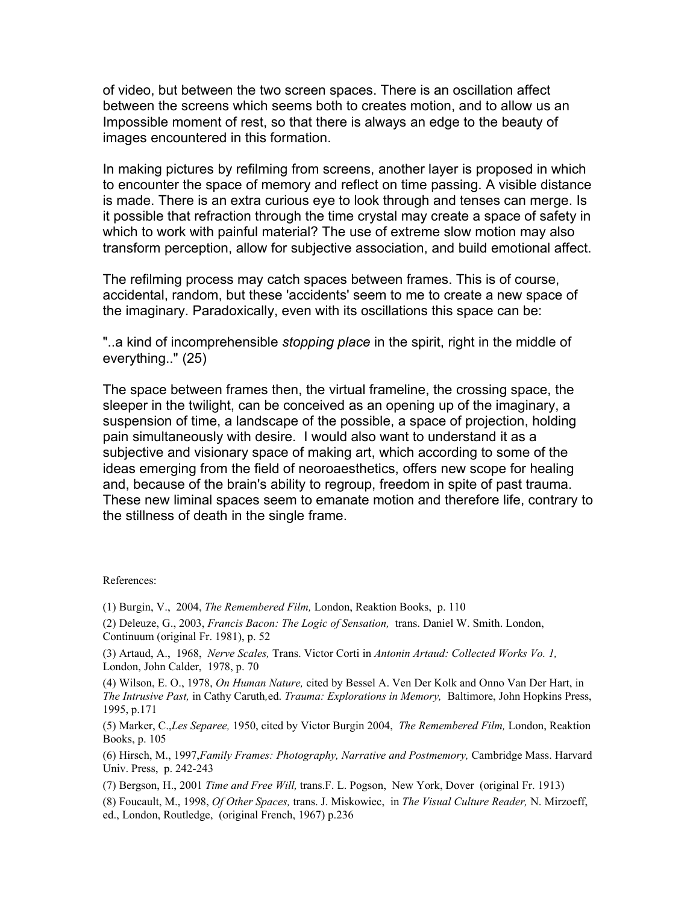of video, but between the two screen spaces. There is an oscillation affect between the screens which seems both to creates motion, and to allow us an Impossible moment of rest, so that there is always an edge to the beauty of images encountered in this formation.

In making pictures by refilming from screens, another layer is proposed in which to encounter the space of memory and reflect on time passing. A visible distance is made. There is an extra curious eye to look through and tenses can merge. Is it possible that refraction through the time crystal may create a space of safety in which to work with painful material? The use of extreme slow motion may also transform perception, allow for subjective association, and build emotional affect.

The refilming process may catch spaces between frames. This is of course, accidental, random, but these 'accidents' seem to me to create a new space of the imaginary. Paradoxically, even with its oscillations this space can be:

"..a kind of incomprehensible *stopping place* in the spirit, right in the middle of everything.." (25)

The space between frames then, the virtual frameline, the crossing space, the sleeper in the twilight, can be conceived as an opening up of the imaginary, a suspension of time, a landscape of the possible, a space of projection, holding pain simultaneously with desire. I would also want to understand it as a subjective and visionary space of making art, which according to some of the ideas emerging from the field of neoroaesthetics, offers new scope for healing and, because of the brain's ability to regroup, freedom in spite of past trauma. These new liminal spaces seem to emanate motion and therefore life, contrary to the stillness of death in the single frame.

References:

(1) Burgin, V., 2004, *The Remembered Film,* London, Reaktion Books, p. 110

(2) Deleuze, G., 2003, *Francis Bacon: The Logic of Sensation,* trans. Daniel W. Smith. London, Continuum (original Fr. 1981), p. 52

(3) Artaud, A., 1968, *Nerve Scales,* Trans. Victor Corti in *Antonin Artaud: Collected Works Vo. 1,* London, John Calder, 1978, p. 70

(4) Wilson, E. O., 1978, *On Human Nature,* cited by Bessel A. Ven Der Kolk and Onno Van Der Hart, in *The Intrusive Past,* in Cathy Caruth, ed. *Trauma: Explorations in Memory,* Baltimore, John Hopkins Press, 1995, p.171

(5) Marker, C., *Les Separee,* 1950, cited by Victor Burgin 2004, *The Remembered Film,* London, Reaktion Books, p. 105

(6) Hirsch, M., 1997, *Family Frames: Photography, Narrative and Postmemory,* Cambridge Mass. Harvard Univ. Press, p. 242-243

(7) Bergson, H., 2001 *Time and Free Will,* trans.F. L. Pogson, New York, Dover (original Fr. 1913)

(8) Foucault, M., 1998, *Of Other Spaces,* trans. J. Miskowiec, in *The Visual Culture Reader,* N. Mirzoeff, ed., London, Routledge, (original French, 1967) p.236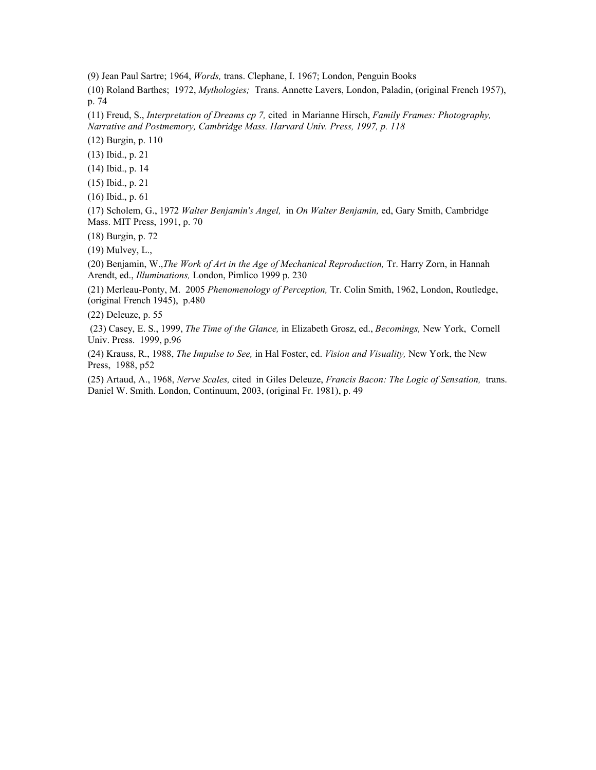(9) Jean Paul Sartre; 1964, *Words,* trans. Clephane, I. 1967; London, Penguin Books

(10) Roland Barthes; 1972, *Mythologies;* Trans. Annette Lavers, London, Paladin, (original French 1957), p. 74

(11) Freud, S., *Interpretation of Dreams cp 7,* cited in Marianne Hirsch, *Family Frames: Photography, Narrative and Postmemory, Cambridge Mass. Harvard Univ. Press, 1997, p. 118*

(12) Burgin, p. 110

(13) Ibid., p. 21

(14) Ibid., p. 14

(15) Ibid., p. 21

(16) Ibid., p. 61

(17) Scholem, G., 1972 *Walter Benjamin's Angel,* in *On Walter Benjamin,* ed, Gary Smith, Cambridge Mass. MIT Press, 1991, p. 70

(18) Burgin, p. 72

(19) Mulvey, L.,

(20) Benjamin, W.,*The Work of Art in the Age of Mechanical Reproduction,* Tr. Harry Zorn, in Hannah Arendt, ed., *Illuminations,* London, Pimlico 1999 p. 230

(21) Merleau-Ponty, M. 2005 *Phenomenology of Perception,* Tr. Colin Smith, 1962, London, Routledge, (original French 1945), p.480

(22) Deleuze, p. 55

(23) Casey, E. S., 1999, *The Time of the Glance,* in Elizabeth Grosz, ed., *Becomings,* New York, Cornell Univ. Press. 1999, p.96

(24) Krauss, R., 1988, *The Impulse to See,* in Hal Foster, ed. *Vision and Visuality,* New York, the New Press, 1988, p52

(25) Artaud, A., 1968, *Nerve Scales,* cited in Giles Deleuze, *Francis Bacon: The Logic of Sensation,* trans. Daniel W. Smith. London, Continuum, 2003, (original Fr. 1981), p. 49